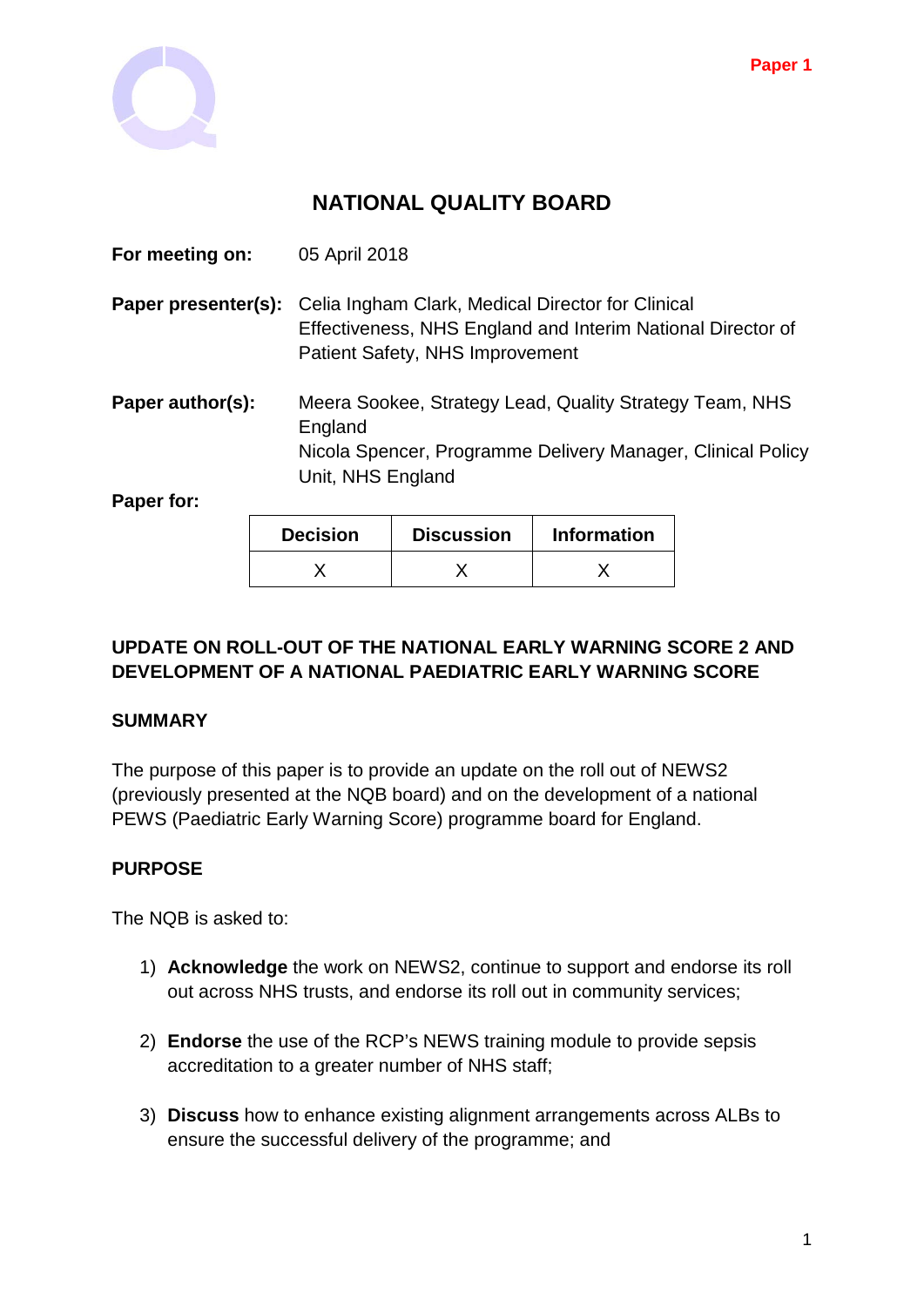Paper 1

# NATIONAL QUALITY BOARD

**For meeting on:** 05 April 2018

**Paper presenter(s):** Celia Ingham Clark, Medical Director for Clinical Effectiveness, NHS England and Interim National Director of Patient Safety, NHS Improvement

**Paper author(s):** Meera Sookee, Strategy Lead, Quality Strategy Team, NHS England
Nicola Spencer, Programme Delivery Manager, Clinical Policy Unit, NHS England

**Paper for:**

| Decision | Discussion | Information |
|---|---|---|
| X | X | X |

## UPDATE ON ROLL-OUT OF THE NATIONAL EARLY WARNING SCORE 2 AND DEVELOPMENT OF A NATIONAL PAEDIATRIC EARLY WARNING SCORE

### SUMMARY

The purpose of this paper is to provide an update on the roll out of NEWS2 (previously presented at the NQB board) and on the development of a national PEWS (Paediatric Early Warning Score) programme board for England.

### PURPOSE

The NQB is asked to:

1) **Acknowledge** the work on NEWS2, continue to support and endorse its roll out across NHS trusts, and endorse its roll out in community services;

2) **Endorse** the use of the RCP's NEWS training module to provide sepsis accreditation to a greater number of NHS staff;

3) **Discuss** how to enhance existing alignment arrangements across ALBs to ensure the successful delivery of the programme; and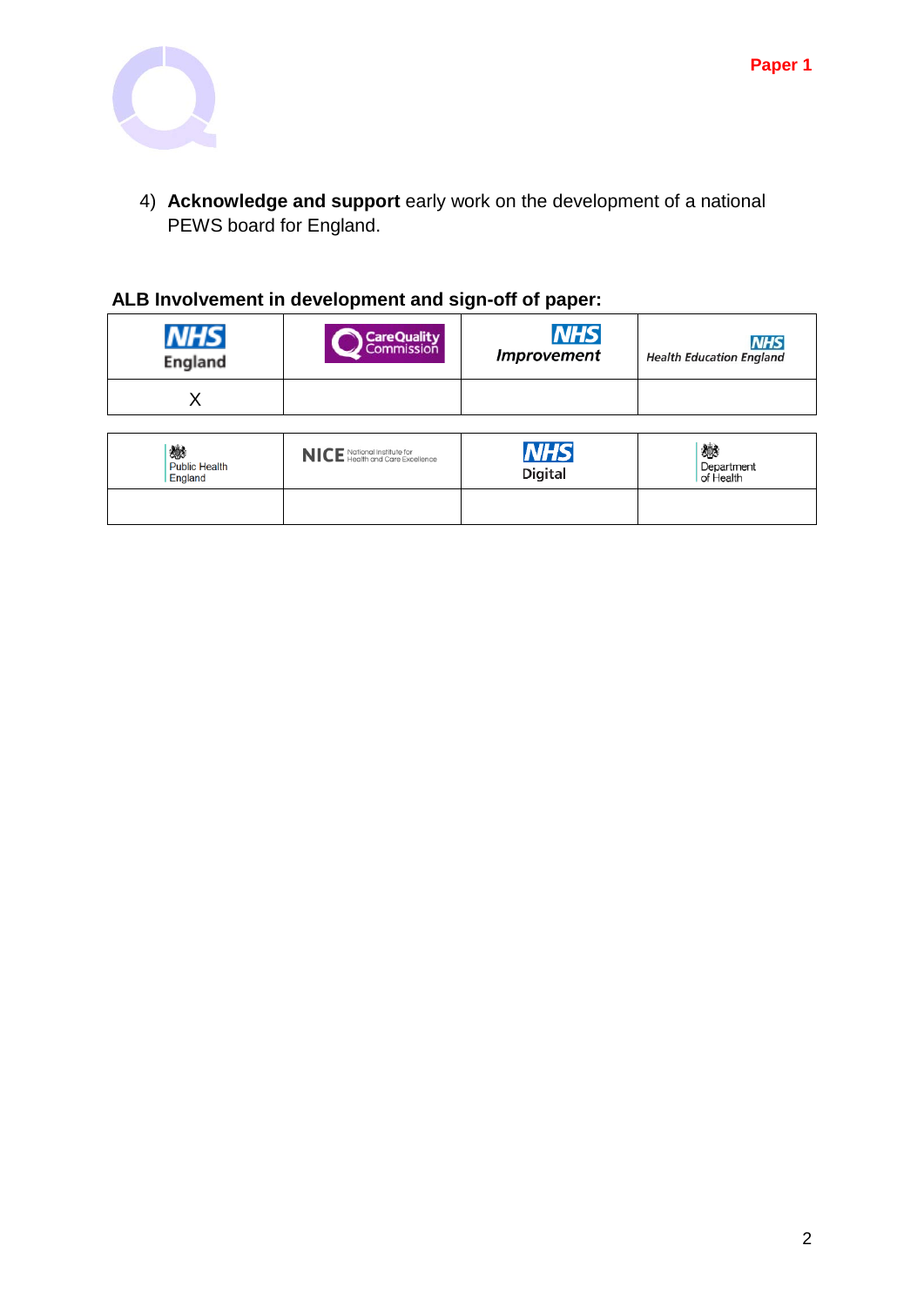4) **Acknowledge and support** early work on the development of a national PEWS board for England.

**ALB Involvement in development and sign-off of paper:**

| NHS England | Care Quality Commission | NHS Improvement | Health Education England |
|---|---|---|---|
| X | | | |

| Public Health England | NICE National Institute for Health and Care Excellence | NHS Digital | Department of Health |
|---|---|---|---|
| | | | |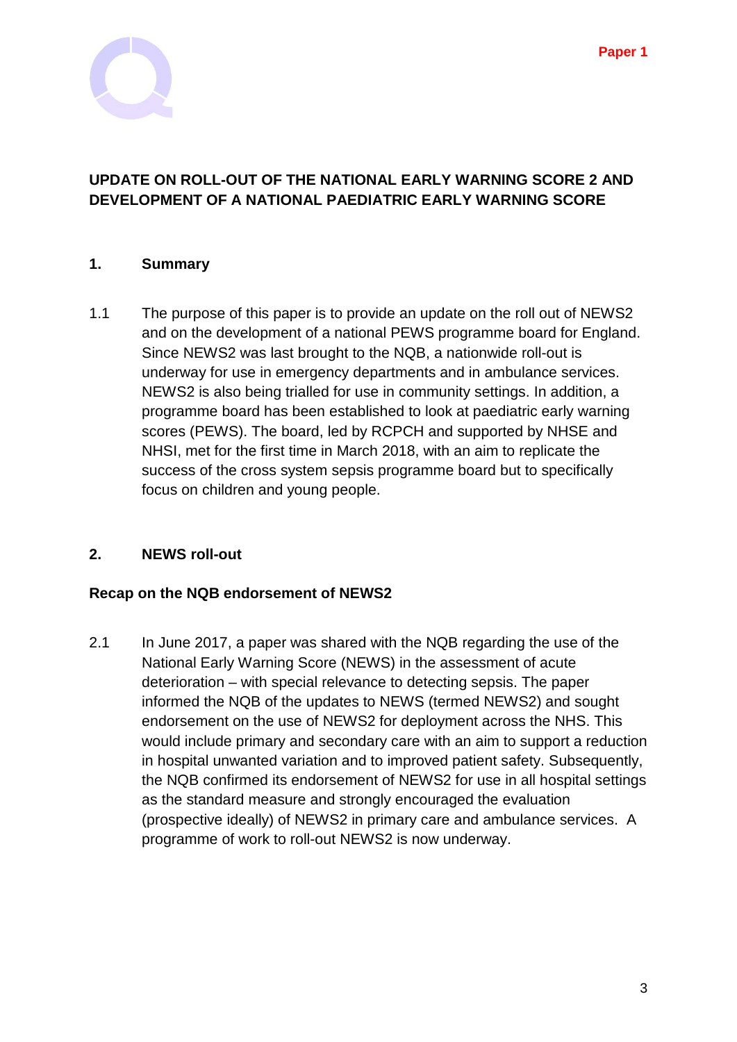Paper 1

# UPDATE ON ROLL-OUT OF THE NATIONAL EARLY WARNING SCORE 2 AND DEVELOPMENT OF A NATIONAL PAEDIATRIC EARLY WARNING SCORE

## 1. Summary

1.1 The purpose of this paper is to provide an update on the roll out of NEWS2 and on the development of a national PEWS programme board for England. Since NEWS2 was last brought to the NQB, a nationwide roll-out is underway for use in emergency departments and in ambulance services. NEWS2 is also being trialled for use in community settings. In addition, a programme board has been established to look at paediatric early warning scores (PEWS). The board, led by RCPCH and supported by NHSE and NHSI, met for the first time in March 2018, with an aim to replicate the success of the cross system sepsis programme board but to specifically focus on children and young people.

## 2. NEWS roll-out

### Recap on the NQB endorsement of NEWS2

2.1 In June 2017, a paper was shared with the NQB regarding the use of the National Early Warning Score (NEWS) in the assessment of acute deterioration – with special relevance to detecting sepsis. The paper informed the NQB of the updates to NEWS (termed NEWS2) and sought endorsement on the use of NEWS2 for deployment across the NHS. This would include primary and secondary care with an aim to support a reduction in hospital unwanted variation and to improved patient safety. Subsequently, the NQB confirmed its endorsement of NEWS2 for use in all hospital settings as the standard measure and strongly encouraged the evaluation (prospective ideally) of NEWS2 in primary care and ambulance services. A programme of work to roll-out NEWS2 is now underway.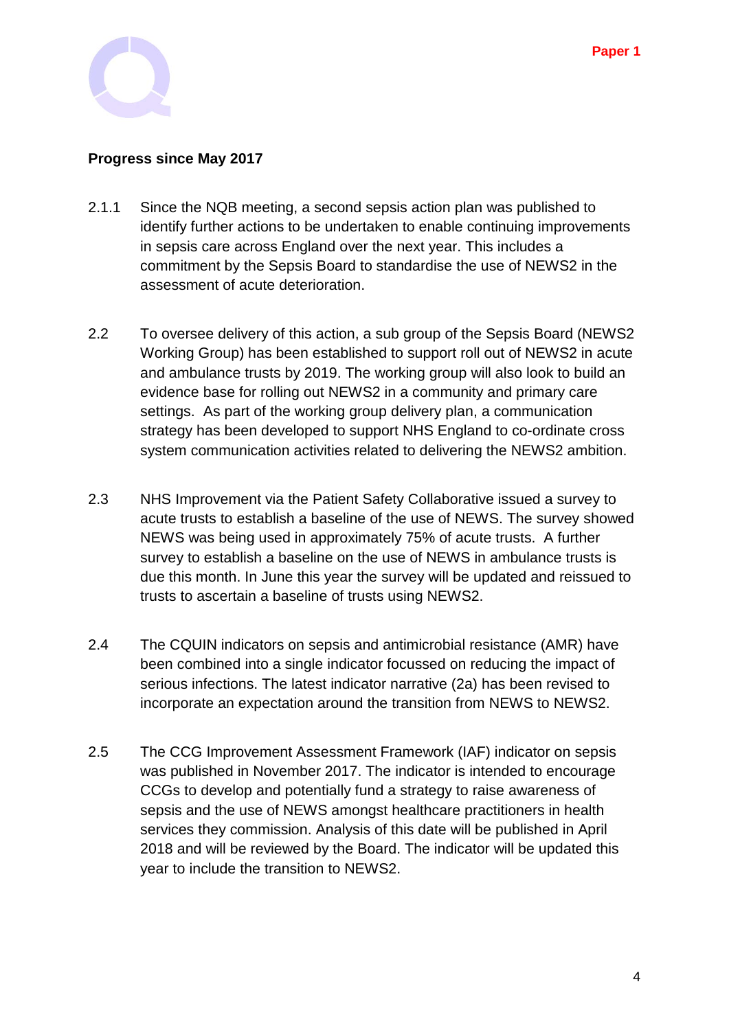**Progress since May 2017**

2.1.1 Since the NQB meeting, a second sepsis action plan was published to identify further actions to be undertaken to enable continuing improvements in sepsis care across England over the next year. This includes a commitment by the Sepsis Board to standardise the use of NEWS2 in the assessment of acute deterioration.

2.2 To oversee delivery of this action, a sub group of the Sepsis Board (NEWS2 Working Group) has been established to support roll out of NEWS2 in acute and ambulance trusts by 2019. The working group will also look to build an evidence base for rolling out NEWS2 in a community and primary care settings. As part of the working group delivery plan, a communication strategy has been developed to support NHS England to co-ordinate cross system communication activities related to delivering the NEWS2 ambition.

2.3 NHS Improvement via the Patient Safety Collaborative issued a survey to acute trusts to establish a baseline of the use of NEWS. The survey showed NEWS was being used in approximately 75% of acute trusts. A further survey to establish a baseline on the use of NEWS in ambulance trusts is due this month. In June this year the survey will be updated and reissued to trusts to ascertain a baseline of trusts using NEWS2.

2.4 The CQUIN indicators on sepsis and antimicrobial resistance (AMR) have been combined into a single indicator focussed on reducing the impact of serious infections. The latest indicator narrative (2a) has been revised to incorporate an expectation around the transition from NEWS to NEWS2.

2.5 The CCG Improvement Assessment Framework (IAF) indicator on sepsis was published in November 2017. The indicator is intended to encourage CCGs to develop and potentially fund a strategy to raise awareness of sepsis and the use of NEWS amongst healthcare practitioners in health services they commission. Analysis of this date will be published in April 2018 and will be reviewed by the Board. The indicator will be updated this year to include the transition to NEWS2.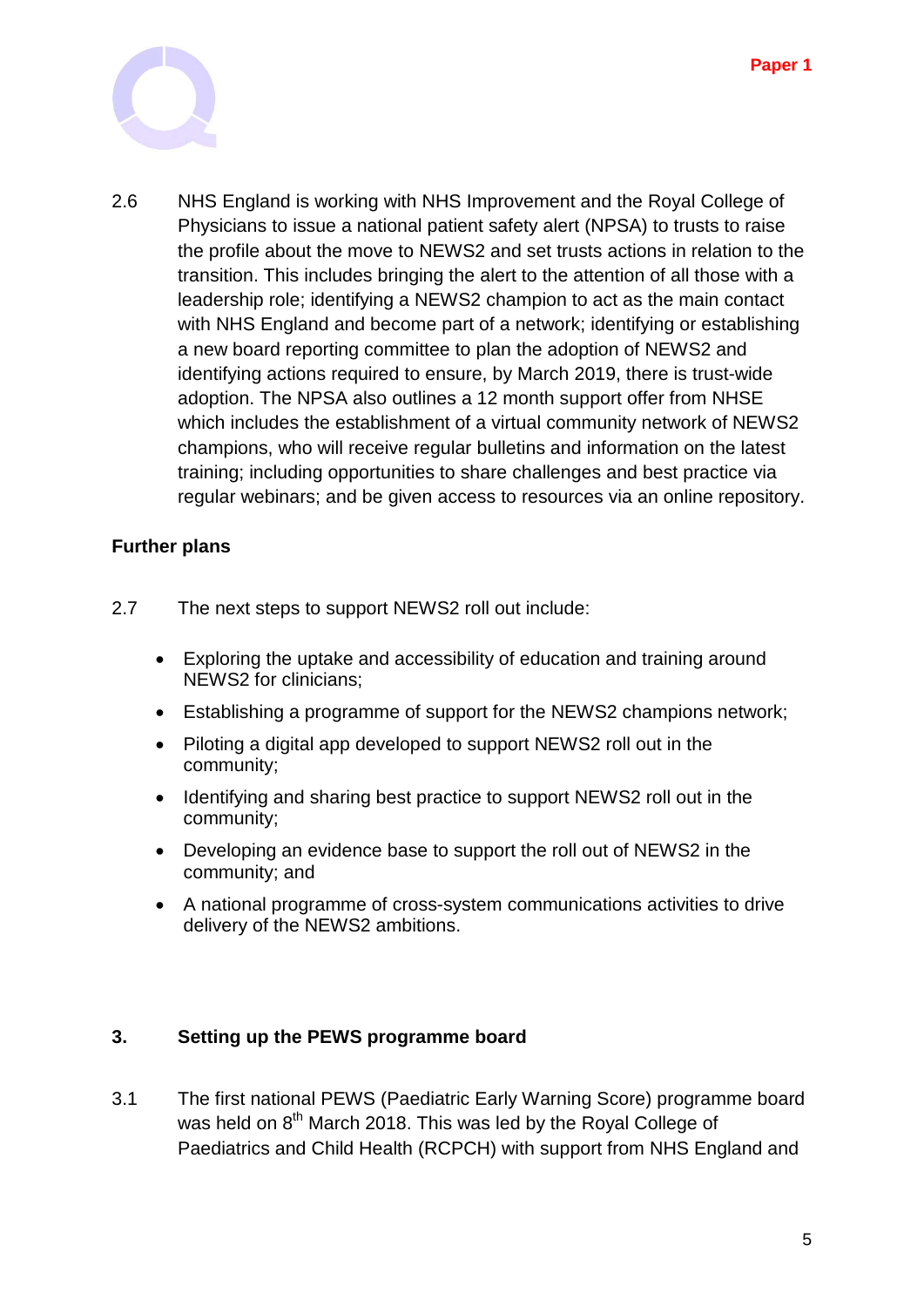2.6 NHS England is working with NHS Improvement and the Royal College of Physicians to issue a national patient safety alert (NPSA) to trusts to raise the profile about the move to NEWS2 and set trusts actions in relation to the transition. This includes bringing the alert to the attention of all those with a leadership role; identifying a NEWS2 champion to act as the main contact with NHS England and become part of a network; identifying or establishing a new board reporting committee to plan the adoption of NEWS2 and identifying actions required to ensure, by March 2019, there is trust-wide adoption. The NPSA also outlines a 12 month support offer from NHSE which includes the establishment of a virtual community network of NEWS2 champions, who will receive regular bulletins and information on the latest training; including opportunities to share challenges and best practice via regular webinars; and be given access to resources via an online repository.

**Further plans**

2.7 The next steps to support NEWS2 roll out include:

- Exploring the uptake and accessibility of education and training around NEWS2 for clinicians;
- Establishing a programme of support for the NEWS2 champions network;
- Piloting a digital app developed to support NEWS2 roll out in the community;
- Identifying and sharing best practice to support NEWS2 roll out in the community;
- Developing an evidence base to support the roll out of NEWS2 in the community; and
- A national programme of cross-system communications activities to drive delivery of the NEWS2 ambitions.

## 3. Setting up the PEWS programme board

3.1 The first national PEWS (Paediatric Early Warning Score) programme board was held on 8th March 2018. This was led by the Royal College of Paediatrics and Child Health (RCPCH) with support from NHS England and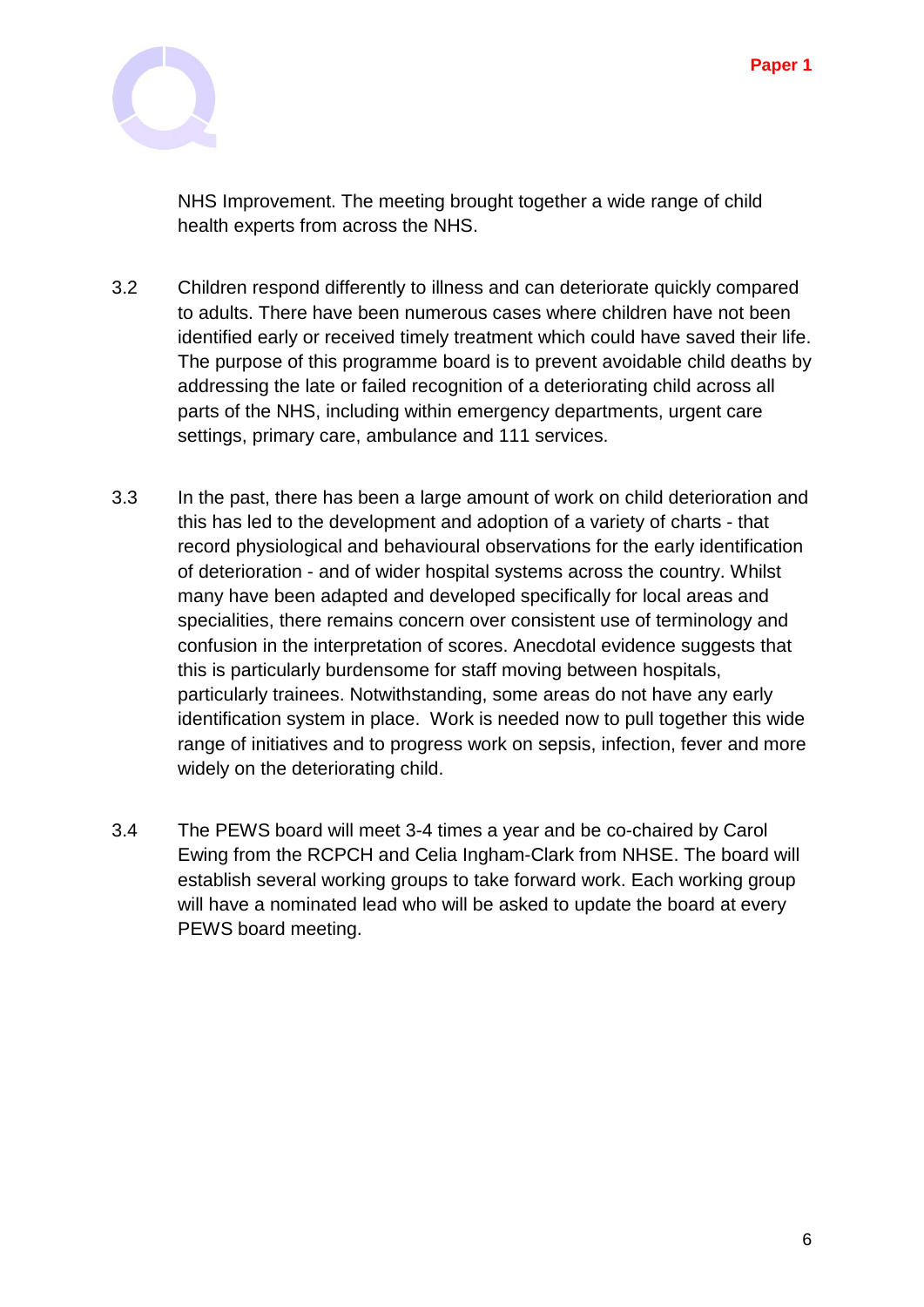NHS Improvement. The meeting brought together a wide range of child health experts from across the NHS.

3.2 Children respond differently to illness and can deteriorate quickly compared to adults. There have been numerous cases where children have not been identified early or received timely treatment which could have saved their life. The purpose of this programme board is to prevent avoidable child deaths by addressing the late or failed recognition of a deteriorating child across all parts of the NHS, including within emergency departments, urgent care settings, primary care, ambulance and 111 services.

3.3 In the past, there has been a large amount of work on child deterioration and this has led to the development and adoption of a variety of charts - that record physiological and behavioural observations for the early identification of deterioration - and of wider hospital systems across the country. Whilst many have been adapted and developed specifically for local areas and specialities, there remains concern over consistent use of terminology and confusion in the interpretation of scores. Anecdotal evidence suggests that this is particularly burdensome for staff moving between hospitals, particularly trainees. Notwithstanding, some areas do not have any early identification system in place. Work is needed now to pull together this wide range of initiatives and to progress work on sepsis, infection, fever and more widely on the deteriorating child.

3.4 The PEWS board will meet 3-4 times a year and be co-chaired by Carol Ewing from the RCPCH and Celia Ingham-Clark from NHSE. The board will establish several working groups to take forward work. Each working group will have a nominated lead who will be asked to update the board at every PEWS board meeting.